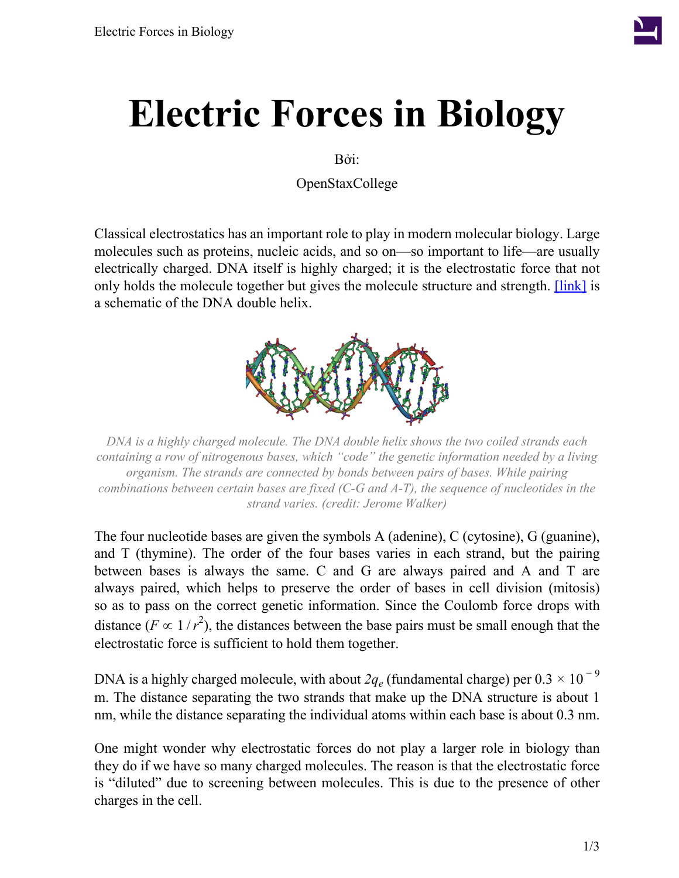# Electric Forces in Biology

Bởi:

OpenStaxCollege

Classical electrostatics has an important role to play in modern molecular biology. Large molecules such as proteins, nucleic acids, and so on—so important to life—are usually electrically charged. DNA itself is highly charged; it is the electrostatic force that not only holds the molecule together but gives the molecule structure and strength. [link] is a schematic of the DNA double helix.

*DNA is a highly charged molecule. The DNA double helix shows the two coiled strands each containing a row of nitrogenous bases, which "code" the genetic information needed by a living organism. The strands are connected by bonds between pairs of bases. While pairing combinations between certain bases are fixed (C-G and A-T), the sequence of nucleotides in the strand varies. (credit: Jerome Walker)*

The four nucleotide bases are given the symbols A (adenine), C (cytosine), G (guanine), and T (thymine). The order of the four bases varies in each strand, but the pairing between bases is always the same. C and G are always paired and A and T are always paired, which helps to preserve the order of bases in cell division (mitosis) so as to pass on the correct genetic information. Since the Coulomb force drops with distance ($F \propto 1/r^2$), the distances between the base pairs must be small enough that the electrostatic force is sufficient to hold them together.

DNA is a highly charged molecule, with about $2q_e$ (fundamental charge) per $0.3 \times 10^{-9}$ m. The distance separating the two strands that make up the DNA structure is about 1 nm, while the distance separating the individual atoms within each base is about 0.3 nm.

One might wonder why electrostatic forces do not play a larger role in biology than they do if we have so many charged molecules. The reason is that the electrostatic force is "diluted" due to screening between molecules. This is due to the presence of other charges in the cell.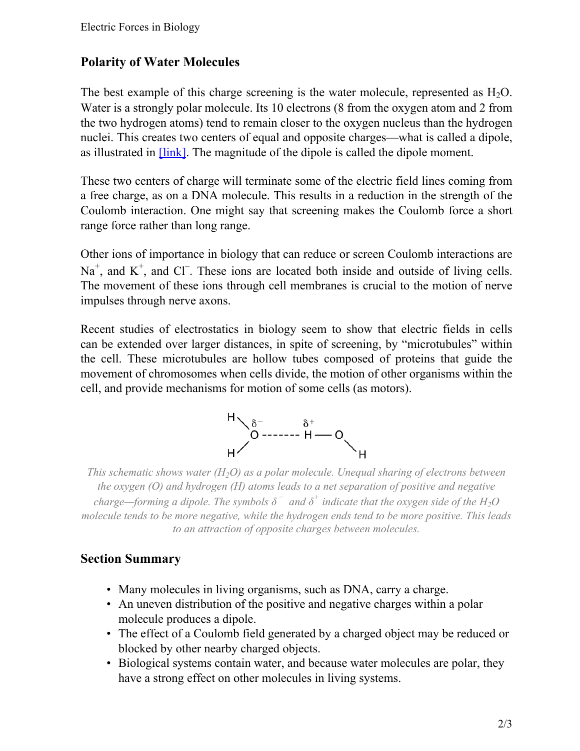## Polarity of Water Molecules

The best example of this charge screening is the water molecule, represented as $H_2O$. Water is a strongly polar molecule. Its 10 electrons (8 from the oxygen atom and 2 from the two hydrogen atoms) tend to remain closer to the oxygen nucleus than the hydrogen nuclei. This creates two centers of equal and opposite charges—what is called a dipole, as illustrated in [link]. The magnitude of the dipole is called the dipole moment.

These two centers of charge will terminate some of the electric field lines coming from a free charge, as on a DNA molecule. This results in a reduction in the strength of the Coulomb interaction. One might say that screening makes the Coulomb force a short range force rather than long range.

Other ions of importance in biology that can reduce or screen Coulomb interactions are $Na^+$, and $K^+$, and $Cl^-$. These ions are located both inside and outside of living cells. The movement of these ions through cell membranes is crucial to the motion of nerve impulses through nerve axons.

Recent studies of electrostatics in biology seem to show that electric fields in cells can be extended over larger distances, in spite of screening, by "microtubules" within the cell. These microtubules are hollow tubes composed of proteins that guide the movement of chromosomes when cells divide, the motion of other organisms within the cell, and provide mechanisms for motion of some cells (as motors).

This schematic shows water ($H_2O$) as a polar molecule. Unequal sharing of electrons between the oxygen (O) and hydrogen (H) atoms leads to a net separation of positive and negative charge—forming a dipole. The symbols $\delta^-$ and $\delta^+$ indicate that the oxygen side of the $H_2O$ molecule tends to be more negative, while the hydrogen ends tend to be more positive. This leads to an attraction of opposite charges between molecules.

## Section Summary

- Many molecules in living organisms, such as DNA, carry a charge.
- An uneven distribution of the positive and negative charges within a polar molecule produces a dipole.
- The effect of a Coulomb field generated by a charged object may be reduced or blocked by other nearby charged objects.
- Biological systems contain water, and because water molecules are polar, they have a strong effect on other molecules in living systems.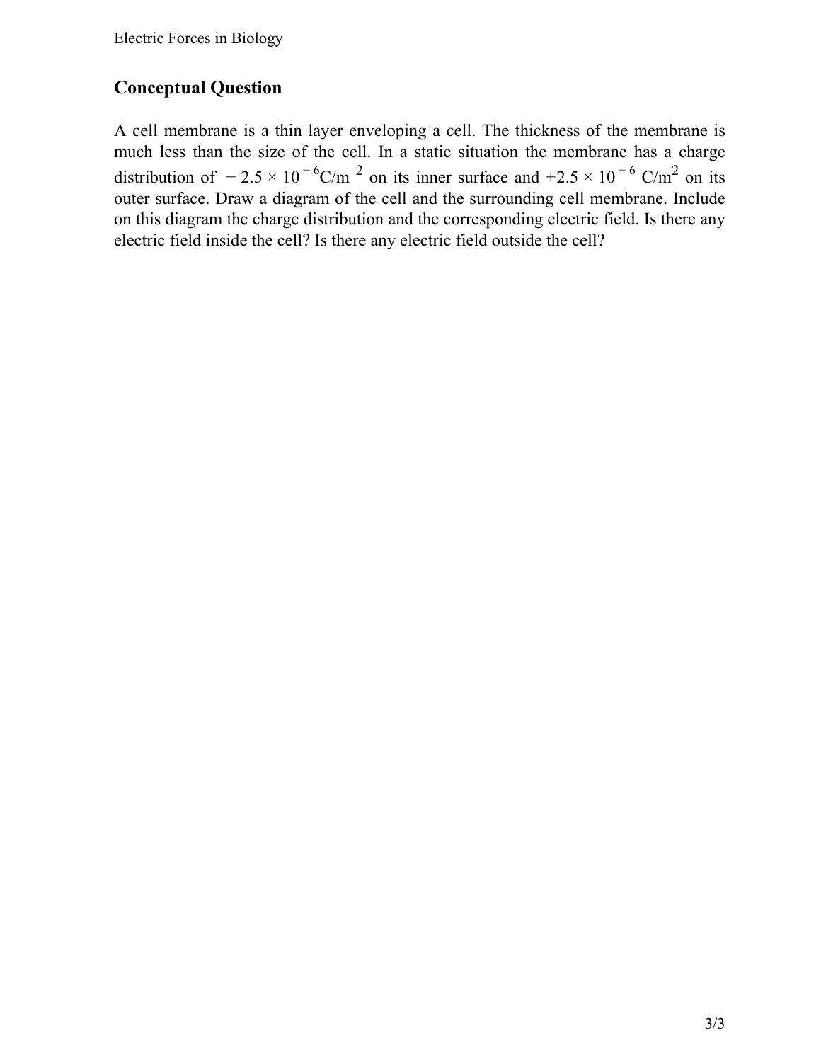## Conceptual Question

A cell membrane is a thin layer enveloping a cell. The thickness of the membrane is much less than the size of the cell. In a static situation the membrane has a charge distribution of $-2.5 \times 10^{-6}\text{C/m}^2$ on its inner surface and $+2.5 \times 10^{-6}\ \text{C/m}^2$ on its outer surface. Draw a diagram of the cell and the surrounding cell membrane. Include on this diagram the charge distribution and the corresponding electric field. Is there any electric field inside the cell? Is there any electric field outside the cell?